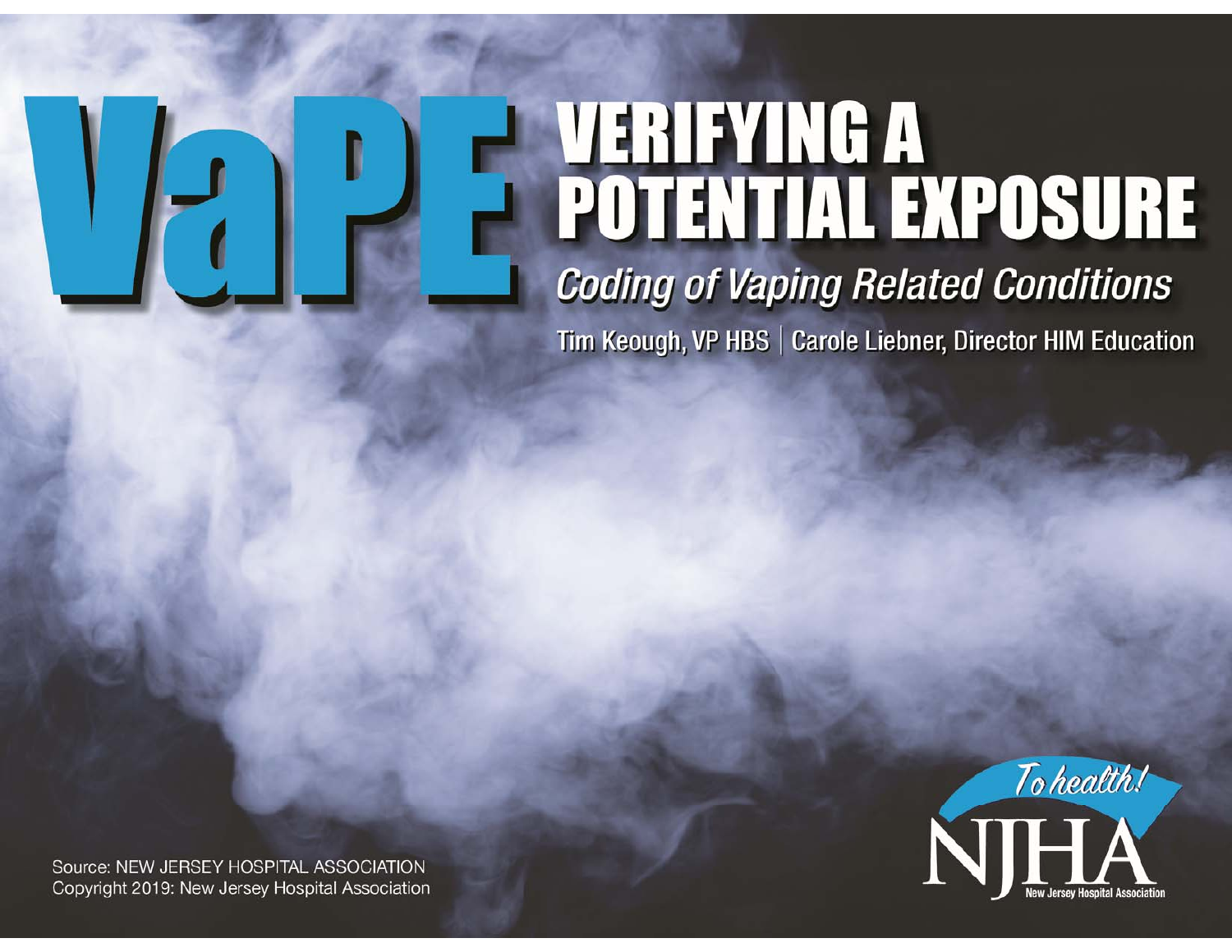# VaPE VERIFYING A POTENTIAL EXPOSURE

## *Coding of Vaping Related Conditions*

Tim Keough, VP HBS | Carole Liebner, Director HIM Education

Source: NEW JERSEY HOSPITAL ASSOCIATION
Copyright 2019: New Jersey Hospital Association

To health!
NJHA
New Jersey Hospital Association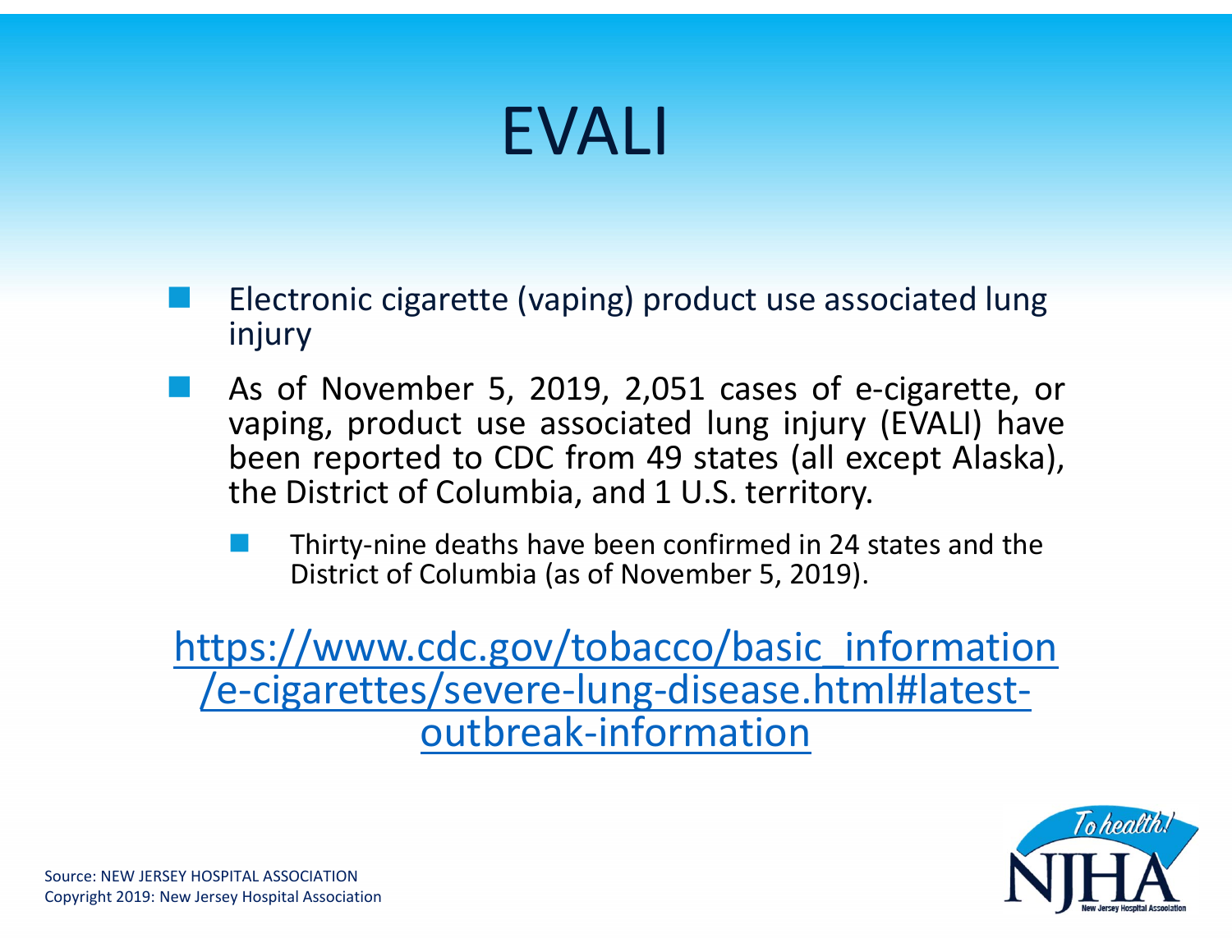# EVALI

- Electronic cigarette (vaping) product use associated lung injury
- As of November 5, 2019, 2,051 cases of e-cigarette, or vaping, product use associated lung injury (EVALI) have been reported to CDC from 49 states (all except Alaska), the District of Columbia, and 1 U.S. territory.
  - Thirty-nine deaths have been confirmed in 24 states and the District of Columbia (as of November 5, 2019).

https://www.cdc.gov/tobacco/basic_information/e-cigarettes/severe-lung-disease.html#latest-outbreak-information

Source: NEW JERSEY HOSPITAL ASSOCIATION
Copyright 2019: New Jersey Hospital Association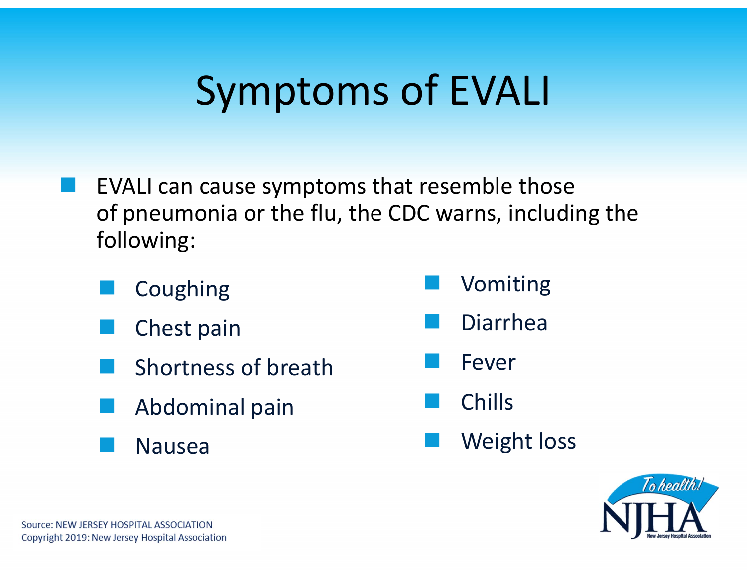# Symptoms of EVALI

- EVALI can cause symptoms that resemble those of pneumonia or the flu, the CDC warns, including the following:
  - Coughing
  - Chest pain
  - Shortness of breath
  - Abdominal pain
  - Nausea
  - Vomiting
  - Diarrhea
  - Fever
  - Chills
  - Weight loss

Source: NEW JERSEY HOSPITAL ASSOCIATION
Copyright 2019: New Jersey Hospital Association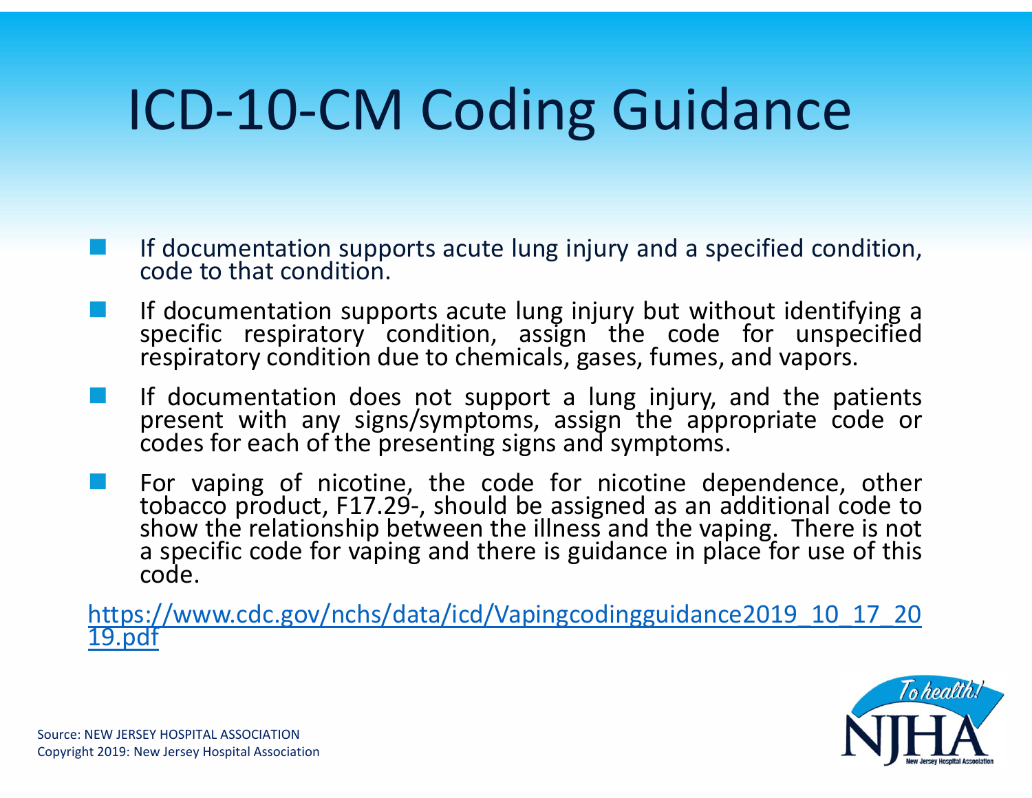# ICD-10-CM Coding Guidance

- If documentation supports acute lung injury and a specified condition, code to that condition.
- If documentation supports acute lung injury but without identifying a specific respiratory condition, assign the code for unspecified respiratory condition due to chemicals, gases, fumes, and vapors.
- If documentation does not support a lung injury, and the patients present with any signs/symptoms, assign the appropriate code or codes for each of the presenting signs and symptoms.
- For vaping of nicotine, the code for nicotine dependence, other tobacco product, F17.29-, should be assigned as an additional code to show the relationship between the illness and the vaping. There is not a specific code for vaping and there is guidance in place for use of this code.

https://www.cdc.gov/nchs/data/icd/Vapingcodingguidance2019_10_17_2019.pdf

Source: NEW JERSEY HOSPITAL ASSOCIATION
Copyright 2019: New Jersey Hospital Association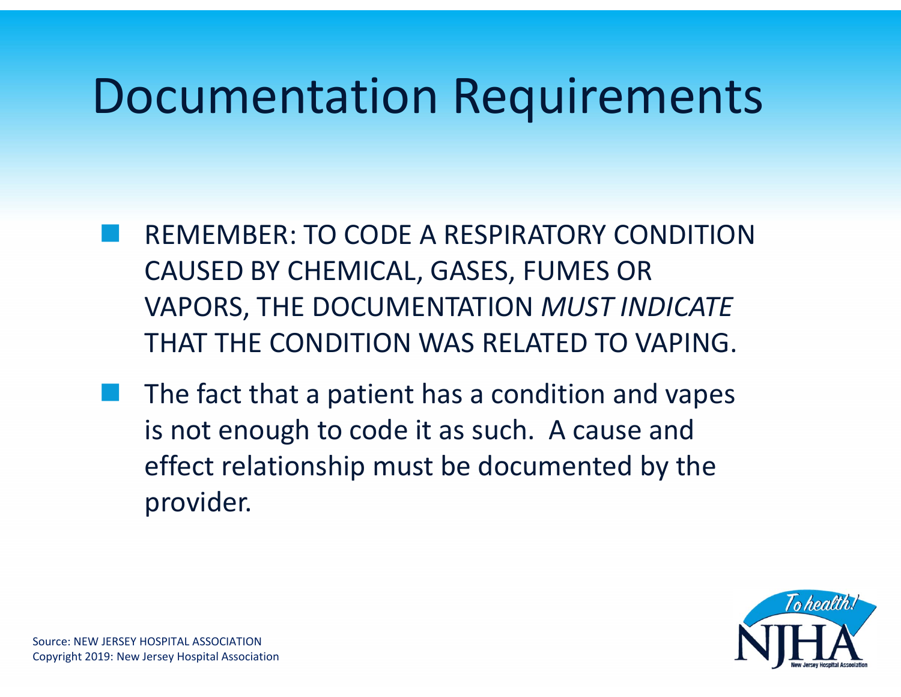# Documentation Requirements

- REMEMBER: TO CODE A RESPIRATORY CONDITION CAUSED BY CHEMICAL, GASES, FUMES OR VAPORS, THE DOCUMENTATION *MUST INDICATE* THAT THE CONDITION WAS RELATED TO VAPING.
- The fact that a patient has a condition and vapes is not enough to code it as such. A cause and effect relationship must be documented by the provider.

Source: NEW JERSEY HOSPITAL ASSOCIATION
Copyright 2019: New Jersey Hospital Association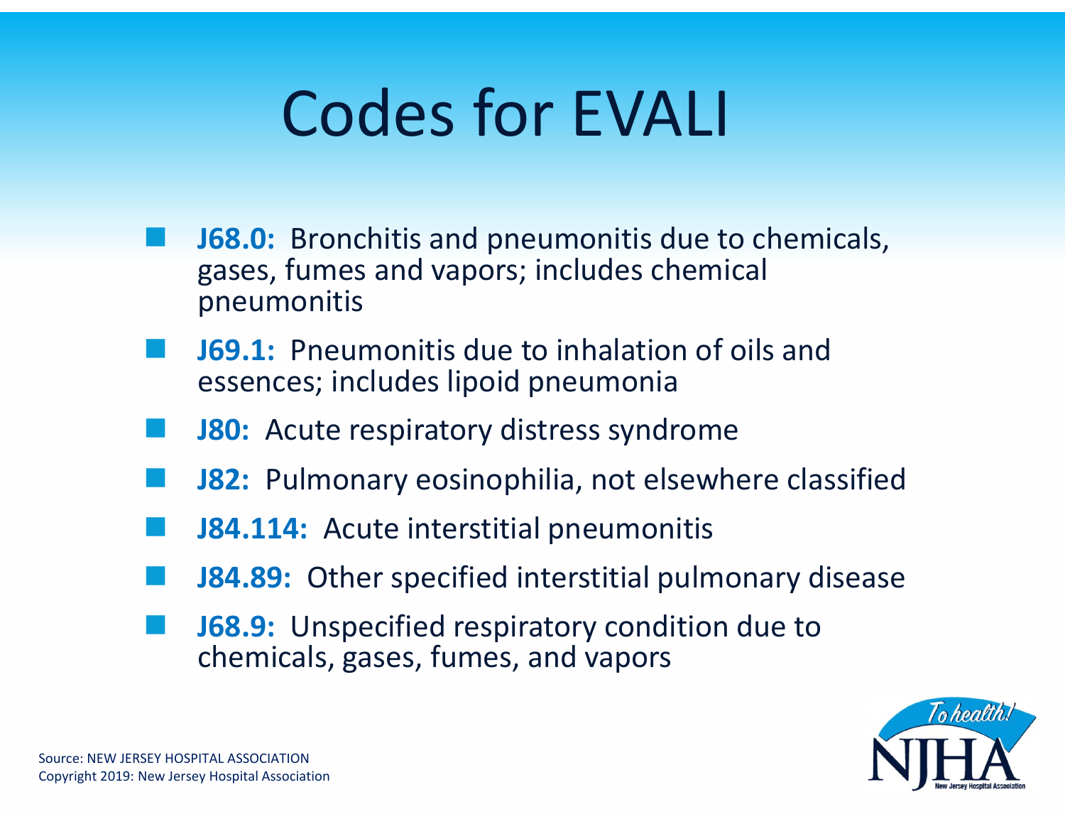# Codes for EVALI

- **J68.0:** Bronchitis and pneumonitis due to chemicals, gases, fumes and vapors; includes chemical pneumonitis
- **J69.1:** Pneumonitis due to inhalation of oils and essences; includes lipoid pneumonia
- **J80:** Acute respiratory distress syndrome
- **J82:** Pulmonary eosinophilia, not elsewhere classified
- **J84.114:** Acute interstitial pneumonitis
- **J84.89:** Other specified interstitial pulmonary disease
- **J68.9:** Unspecified respiratory condition due to chemicals, gases, fumes, and vapors

Source: NEW JERSEY HOSPITAL ASSOCIATION
Copyright 2019: New Jersey Hospital Association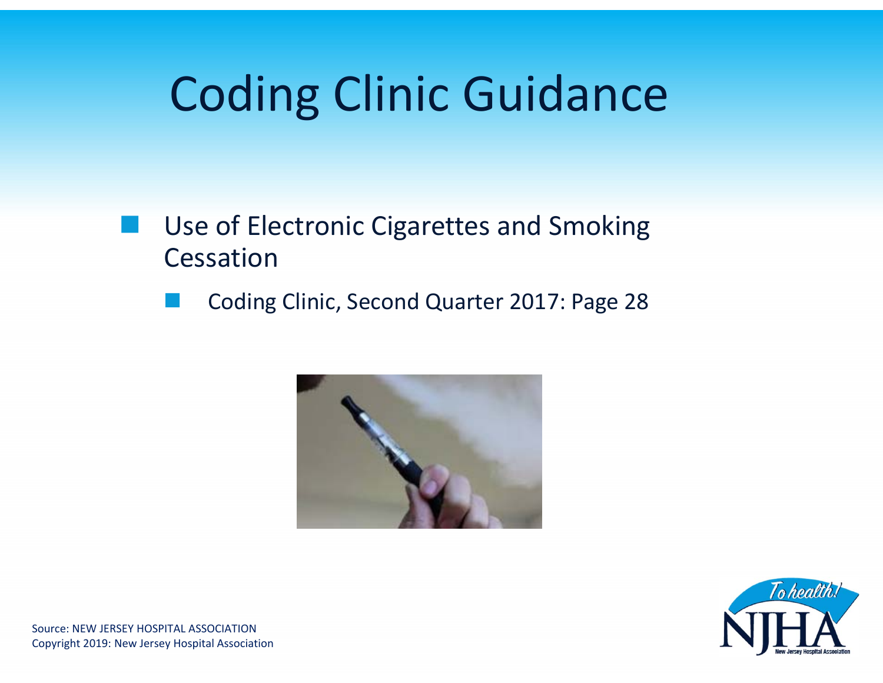# Coding Clinic Guidance

- Use of Electronic Cigarettes and Smoking Cessation
  - Coding Clinic, Second Quarter 2017: Page 28

Source: NEW JERSEY HOSPITAL ASSOCIATION
Copyright 2019: New Jersey Hospital Association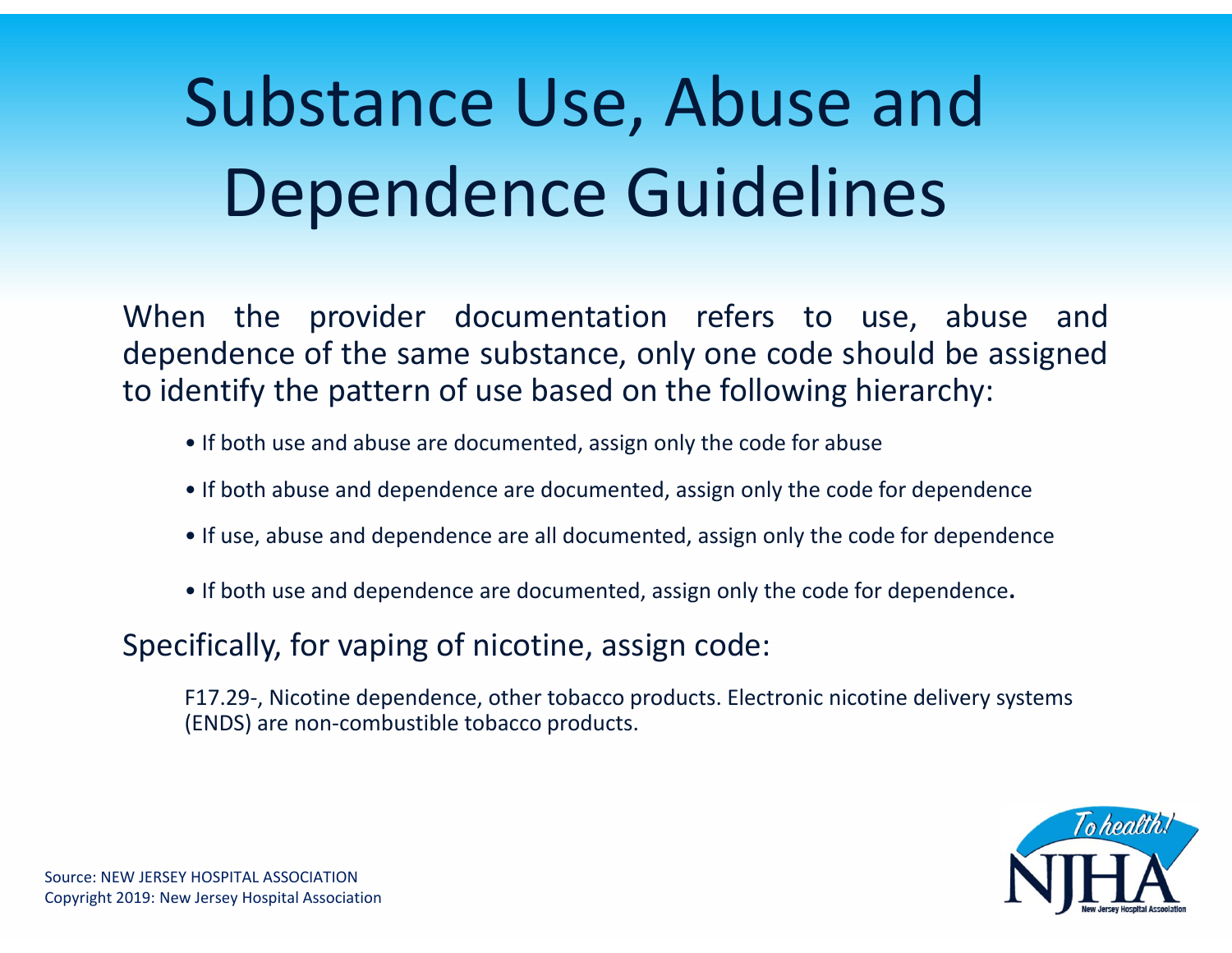# Substance Use, Abuse and Dependence Guidelines

When the provider documentation refers to use, abuse and dependence of the same substance, only one code should be assigned to identify the pattern of use based on the following hierarchy:

- If both use and abuse are documented, assign only the code for abuse
- If both abuse and dependence are documented, assign only the code for dependence
- If use, abuse and dependence are all documented, assign only the code for dependence
- If both use and dependence are documented, assign only the code for dependence**.**

Specifically, for vaping of nicotine, assign code:

F17.29-, Nicotine dependence, other tobacco products. Electronic nicotine delivery systems (ENDS) are non-combustible tobacco products.

Source: NEW JERSEY HOSPITAL ASSOCIATION
Copyright 2019: New Jersey Hospital Association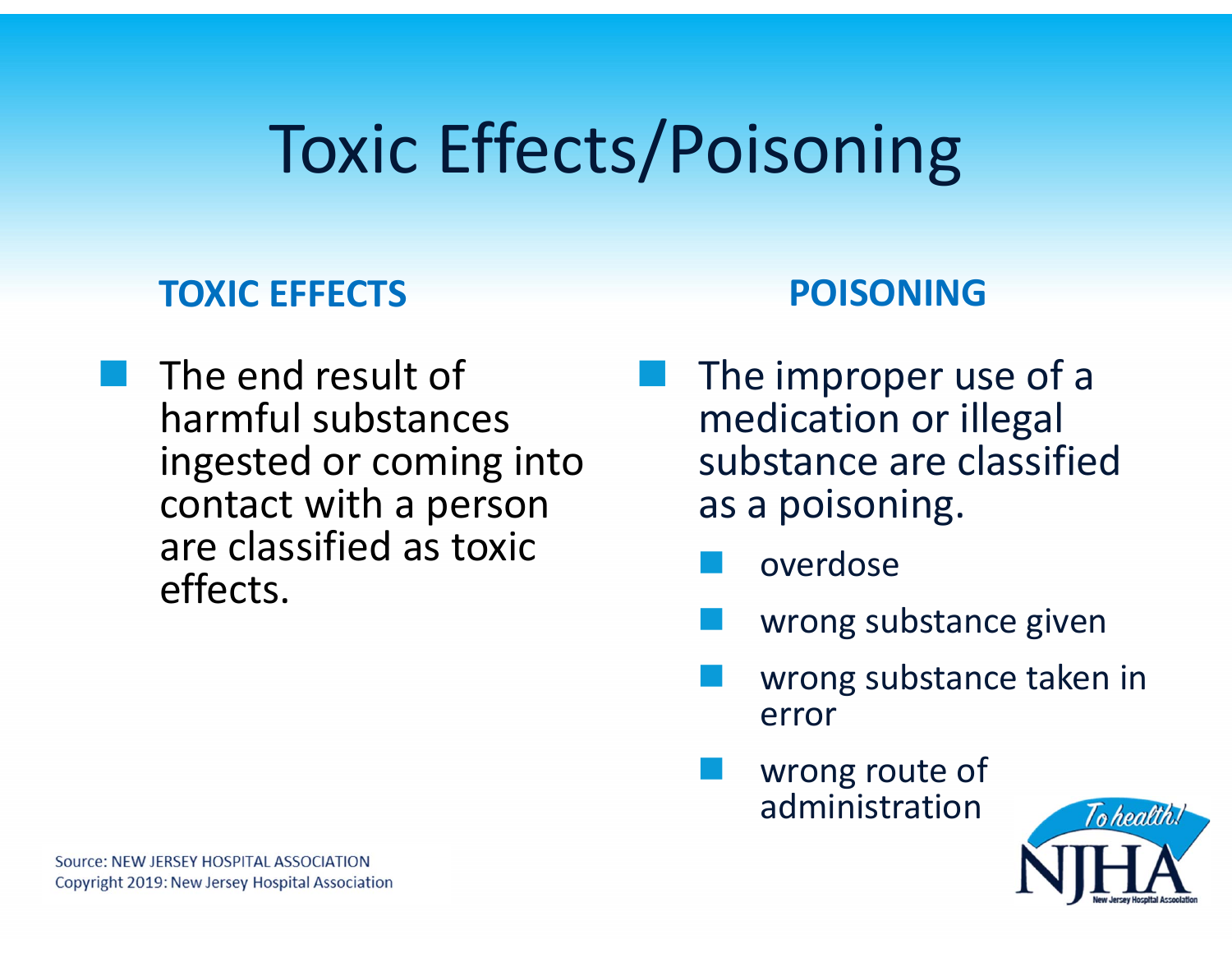# Toxic Effects/Poisoning

## TOXIC EFFECTS

- The end result of harmful substances ingested or coming into contact with a person are classified as toxic effects.

## POISONING

- The improper use of a medication or illegal substance are classified as a poisoning.
  - overdose
  - wrong substance given
  - wrong substance taken in error
  - wrong route of administration

Source: NEW JERSEY HOSPITAL ASSOCIATION
Copyright 2019: New Jersey Hospital Association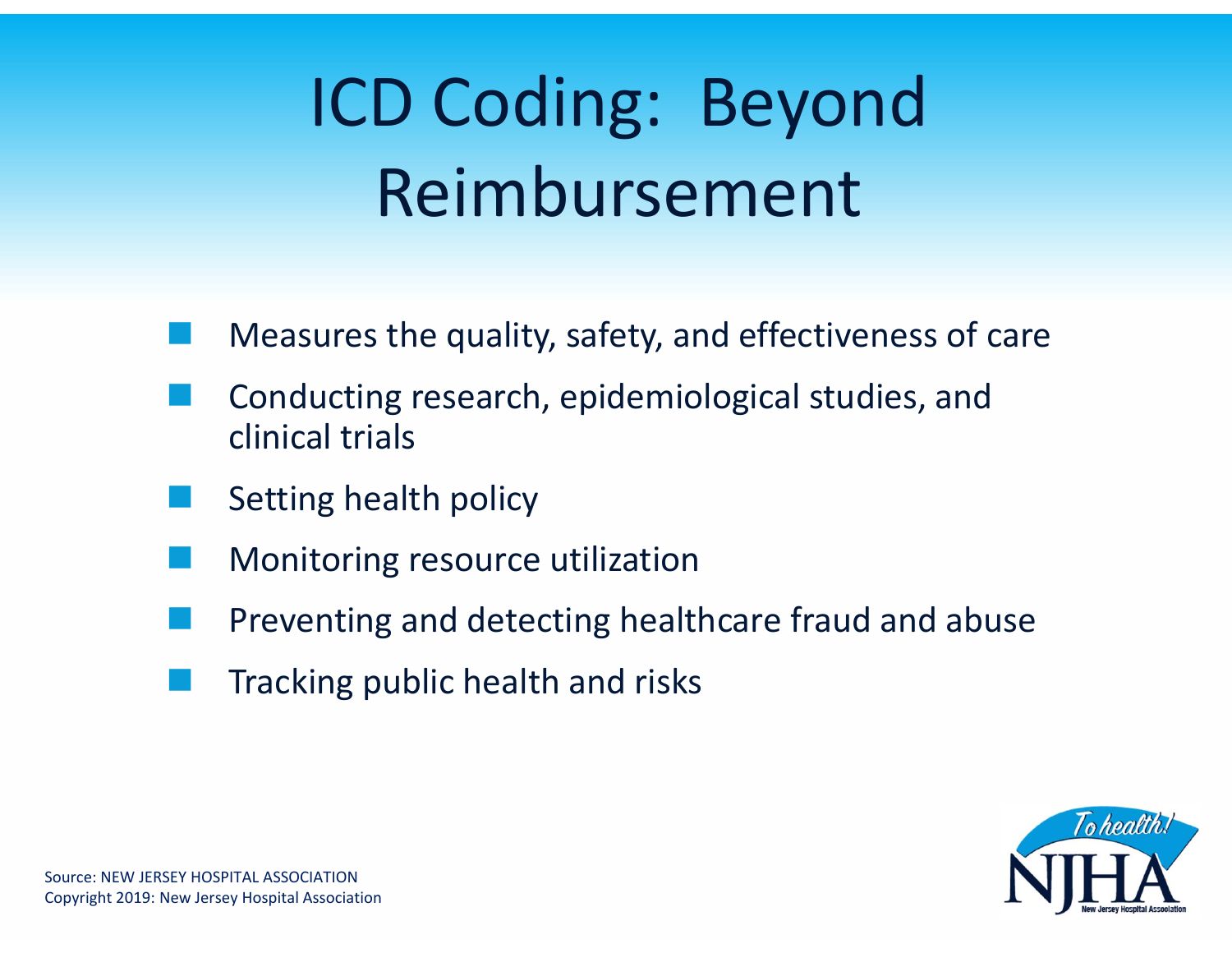# ICD Coding: Beyond Reimbursement

- Measures the quality, safety, and effectiveness of care
- Conducting research, epidemiological studies, and clinical trials
- Setting health policy
- Monitoring resource utilization
- Preventing and detecting healthcare fraud and abuse
- Tracking public health and risks

Source: NEW JERSEY HOSPITAL ASSOCIATION
Copyright 2019: New Jersey Hospital Association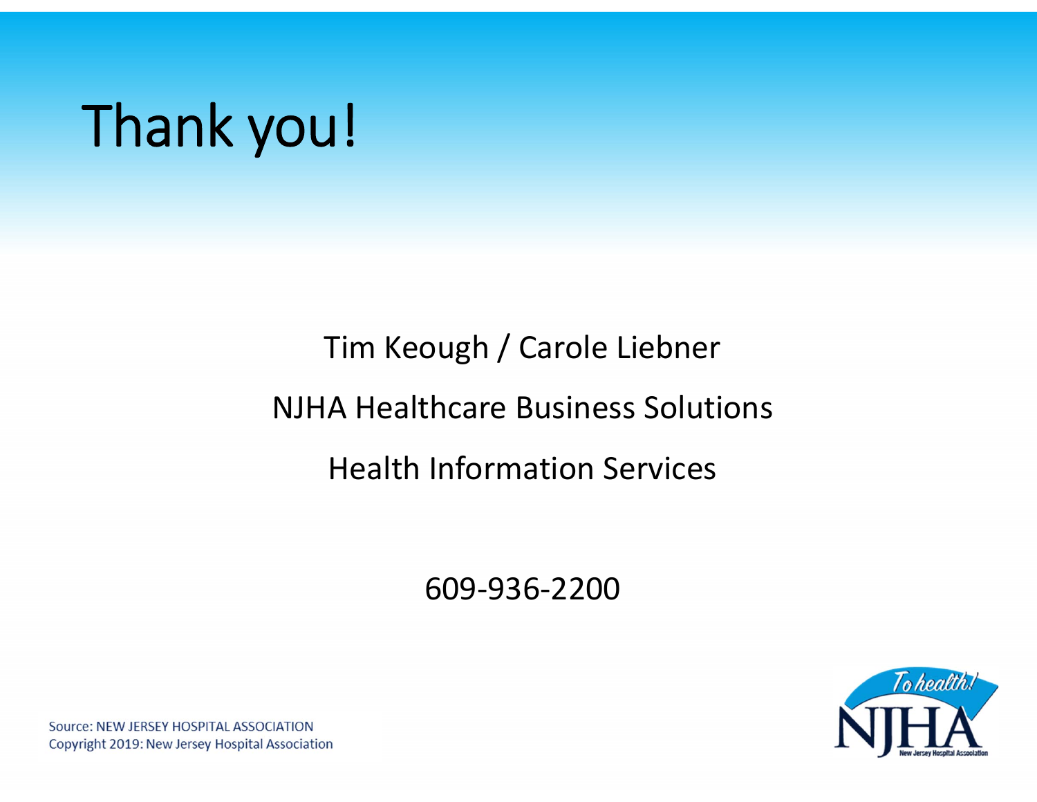# Thank you!

Tim Keough / Carole Liebner

NJHA Healthcare Business Solutions

Health Information Services

609-936-2200

Source: NEW JERSEY HOSPITAL ASSOCIATION
Copyright 2019: New Jersey Hospital Association